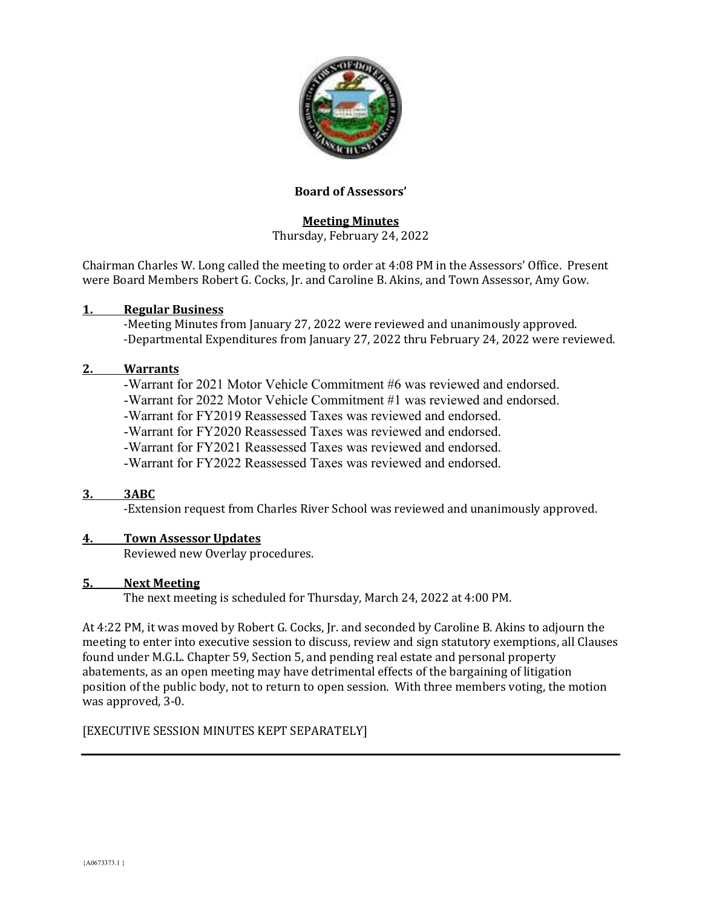**Board of Assessors'**

**Meeting Minutes**
Thursday, February 24, 2022

Chairman Charles W. Long called the meeting to order at 4:08 PM in the Assessors' Office. Present were Board Members Robert G. Cocks, Jr. and Caroline B. Akins, and Town Assessor, Amy Gow.

## 1. Regular Business

-Meeting Minutes from January 27, 2022 were reviewed and unanimously approved.
-Departmental Expenditures from January 27, 2022 thru February 24, 2022 were reviewed.

## 2. Warrants

-Warrant for 2021 Motor Vehicle Commitment #6 was reviewed and endorsed.
-Warrant for 2022 Motor Vehicle Commitment #1 was reviewed and endorsed.
-Warrant for FY2019 Reassessed Taxes was reviewed and endorsed.
-Warrant for FY2020 Reassessed Taxes was reviewed and endorsed.
-Warrant for FY2021 Reassessed Taxes was reviewed and endorsed.
-Warrant for FY2022 Reassessed Taxes was reviewed and endorsed.

## 3. 3ABC

-Extension request from Charles River School was reviewed and unanimously approved.

## 4. Town Assessor Updates

Reviewed new Overlay procedures.

## 5. Next Meeting

The next meeting is scheduled for Thursday, March 24, 2022 at 4:00 PM.

At 4:22 PM, it was moved by Robert G. Cocks, Jr. and seconded by Caroline B. Akins to adjourn the meeting to enter into executive session to discuss, review and sign statutory exemptions, all Clauses found under M.G.L. Chapter 59, Section 5, and pending real estate and personal property abatements, as an open meeting may have detrimental effects of the bargaining of litigation position of the public body, not to return to open session. With three members voting, the motion was approved, 3-0.

[EXECUTIVE SESSION MINUTES KEPT SEPARATELY]

{A0673373.1 }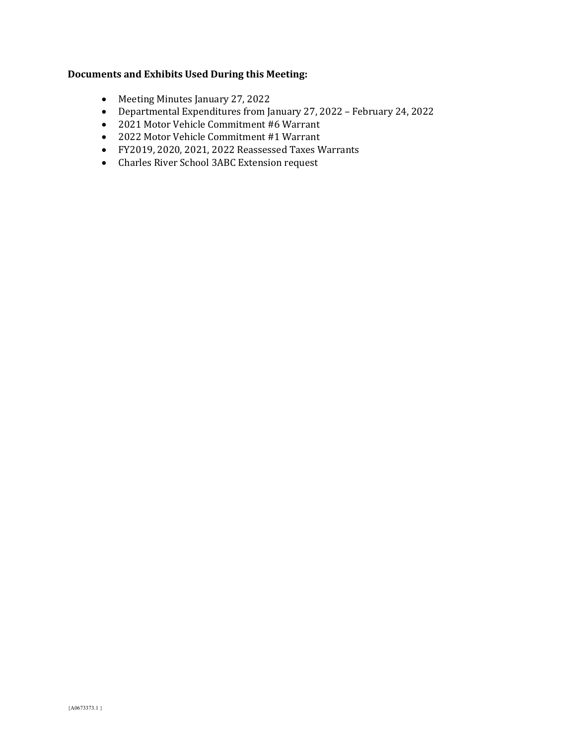**Documents and Exhibits Used During this Meeting:**

- Meeting Minutes January 27, 2022
- Departmental Expenditures from January 27, 2022 – February 24, 2022
- 2021 Motor Vehicle Commitment #6 Warrant
- 2022 Motor Vehicle Commitment #1 Warrant
- FY2019, 2020, 2021, 2022 Reassessed Taxes Warrants
- Charles River School 3ABC Extension request

{A0673373.1 }